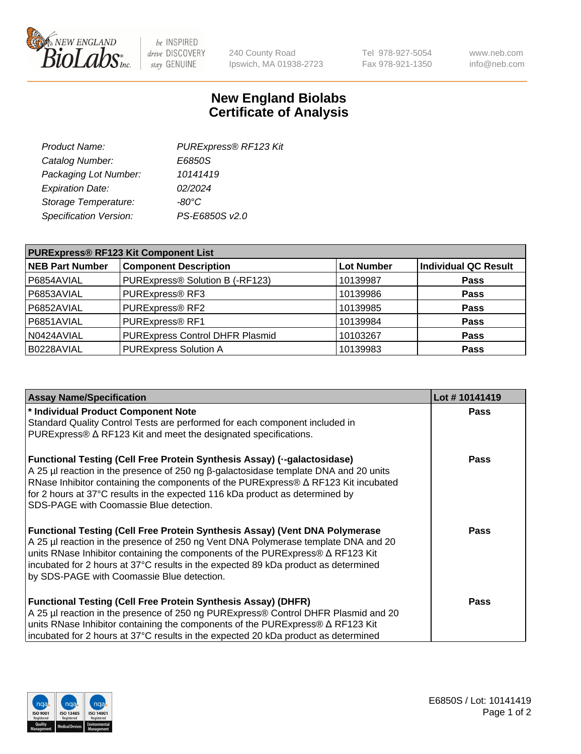# New England Biolabs
# Certificate of Analysis

| | |
|---|---|
| *Product Name:* | *PURExpress® RF123 Kit* |
| *Catalog Number:* | *E6850S* |
| *Packaging Lot Number:* | *10141419* |
| *Expiration Date:* | *02/2024* |
| *Storage Temperature:* | *-80°C* |
| *Specification Version:* | *PS-E6850S v2.0* |

| PURExpress® RF123 Kit Component List | | | |
|---|---|---|---|
| **NEB Part Number** | **Component Description** | **Lot Number** | **Individual QC Result** |
| P6854AVIAL | PURExpress® Solution B (-RF123) | 10139987 | **Pass** |
| P6853AVIAL | PURExpress® RF3 | 10139986 | **Pass** |
| P6852AVIAL | PURExpress® RF2 | 10139985 | **Pass** |
| P6851AVIAL | PURExpress® RF1 | 10139984 | **Pass** |
| N0424AVIAL | PURExpress Control DHFR Plasmid | 10103267 | **Pass** |
| B0228AVIAL | PURExpress Solution A | 10139983 | **Pass** |

| Assay Name/Specification | Lot # 10141419 |
|---|---|
| **\* Individual Product Component Note**<br>Standard Quality Control Tests are performed for each component included in PURExpress® Δ RF123 Kit and meet the designated specifications. | **Pass** |
| **Functional Testing (Cell Free Protein Synthesis Assay) (·-galactosidase)**<br>A 25 µl reaction in the presence of 250 ng β-galactosidase template DNA and 20 units RNase Inhibitor containing the components of the PURExpress® Δ RF123 Kit incubated for 2 hours at 37°C results in the expected 116 kDa product as determined by SDS-PAGE with Coomassie Blue detection. | **Pass** |
| **Functional Testing (Cell Free Protein Synthesis Assay) (Vent DNA Polymerase**<br>A 25 µl reaction in the presence of 250 ng Vent DNA Polymerase template DNA and 20 units RNase Inhibitor containing the components of the PURExpress® Δ RF123 Kit incubated for 2 hours at 37°C results in the expected 89 kDa product as determined by SDS-PAGE with Coomassie Blue detection. | **Pass** |
| **Functional Testing (Cell Free Protein Synthesis Assay) (DHFR)**<br>A 25 µl reaction in the presence of 250 ng PURExpress® Control DHFR Plasmid and 20 units RNase Inhibitor containing the components of the PURExpress® Δ RF123 Kit incubated for 2 hours at 37°C results in the expected 20 kDa product as determined | **Pass** |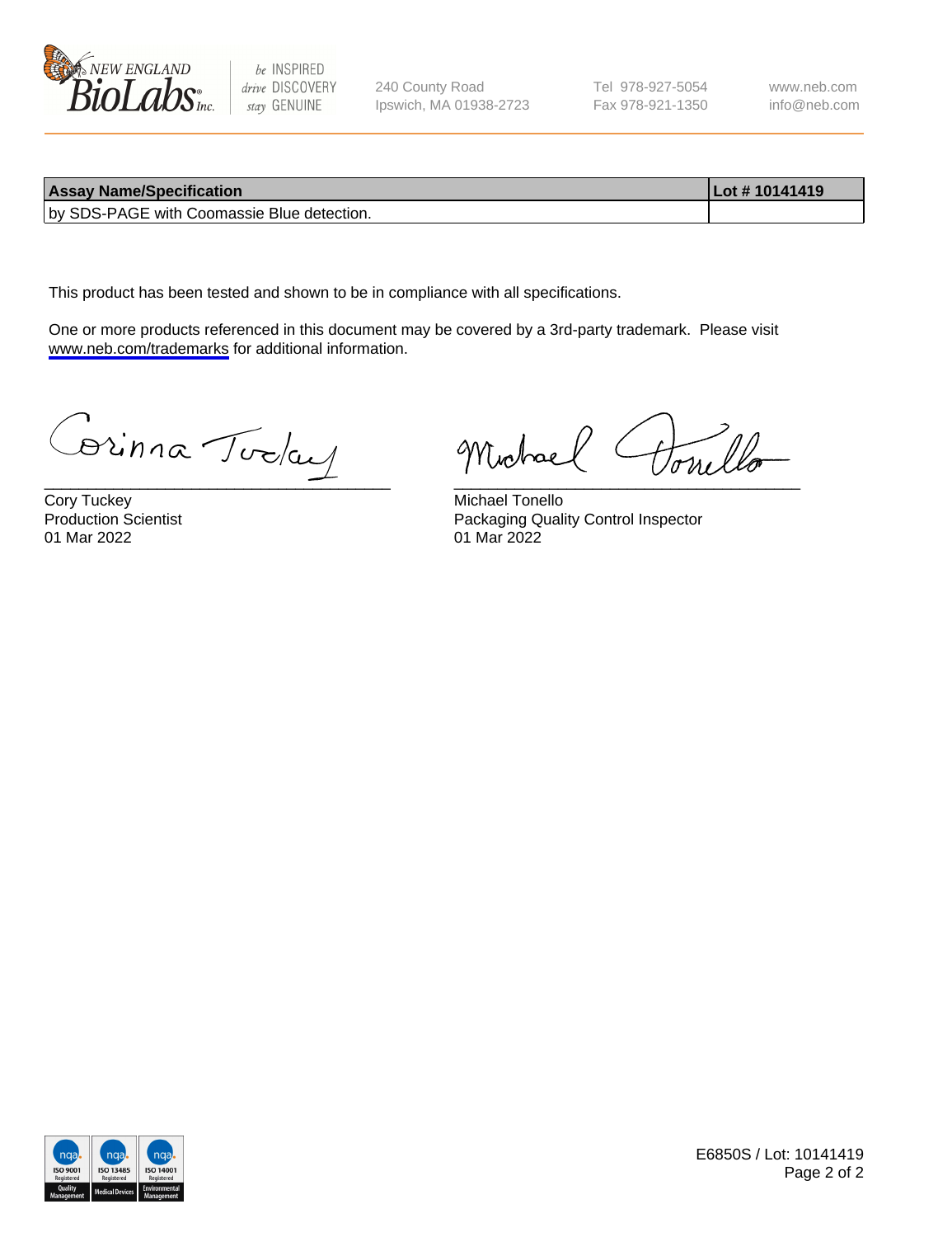| Assay Name/Specification | Lot # 10141419 |
|---|---|
| by SDS-PAGE with Coomassie Blue detection. | |

This product has been tested and shown to be in compliance with all specifications.

One or more products referenced in this document may be covered by a 3rd-party trademark. Please visit www.neb.com/trademarks for additional information.

Cory Tuckey
Production Scientist
01 Mar 2022

Michael Tonello
Packaging Quality Control Inspector
01 Mar 2022

E6850S / Lot: 10141419